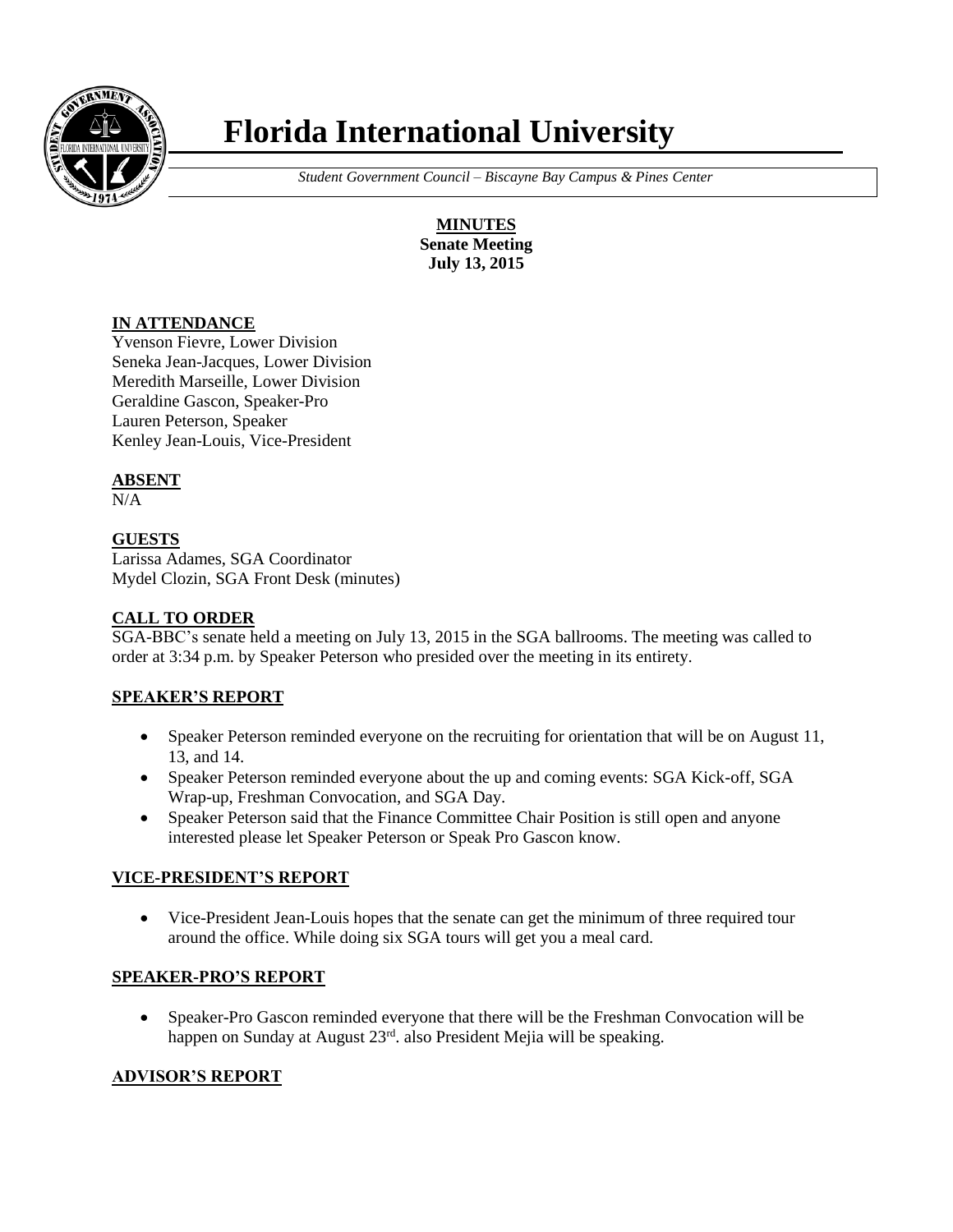# Florida International University

*Student Government Council – Biscayne Bay Campus & Pines Center*

**MINUTES**
**Senate Meeting**
**July 13, 2015**

## IN ATTENDANCE

Yvenson Fievre, Lower Division
Seneka Jean-Jacques, Lower Division
Meredith Marseille, Lower Division
Geraldine Gascon, Speaker-Pro
Lauren Peterson, Speaker
Kenley Jean-Louis, Vice-President

## ABSENT

N/A

## GUESTS

Larissa Adames, SGA Coordinator
Mydel Clozin, SGA Front Desk (minutes)

## CALL TO ORDER

SGA-BBC's senate held a meeting on July 13, 2015 in the SGA ballrooms. The meeting was called to order at 3:34 p.m. by Speaker Peterson who presided over the meeting in its entirety.

## SPEAKER'S REPORT

- Speaker Peterson reminded everyone on the recruiting for orientation that will be on August 11, 13, and 14.
- Speaker Peterson reminded everyone about the up and coming events: SGA Kick-off, SGA Wrap-up, Freshman Convocation, and SGA Day.
- Speaker Peterson said that the Finance Committee Chair Position is still open and anyone interested please let Speaker Peterson or Speak Pro Gascon know.

## VICE-PRESIDENT'S REPORT

- Vice-President Jean-Louis hopes that the senate can get the minimum of three required tour around the office. While doing six SGA tours will get you a meal card.

## SPEAKER-PRO'S REPORT

- Speaker-Pro Gascon reminded everyone that there will be the Freshman Convocation will be happen on Sunday at August 23rd. also President Mejia will be speaking.

## ADVISOR'S REPORT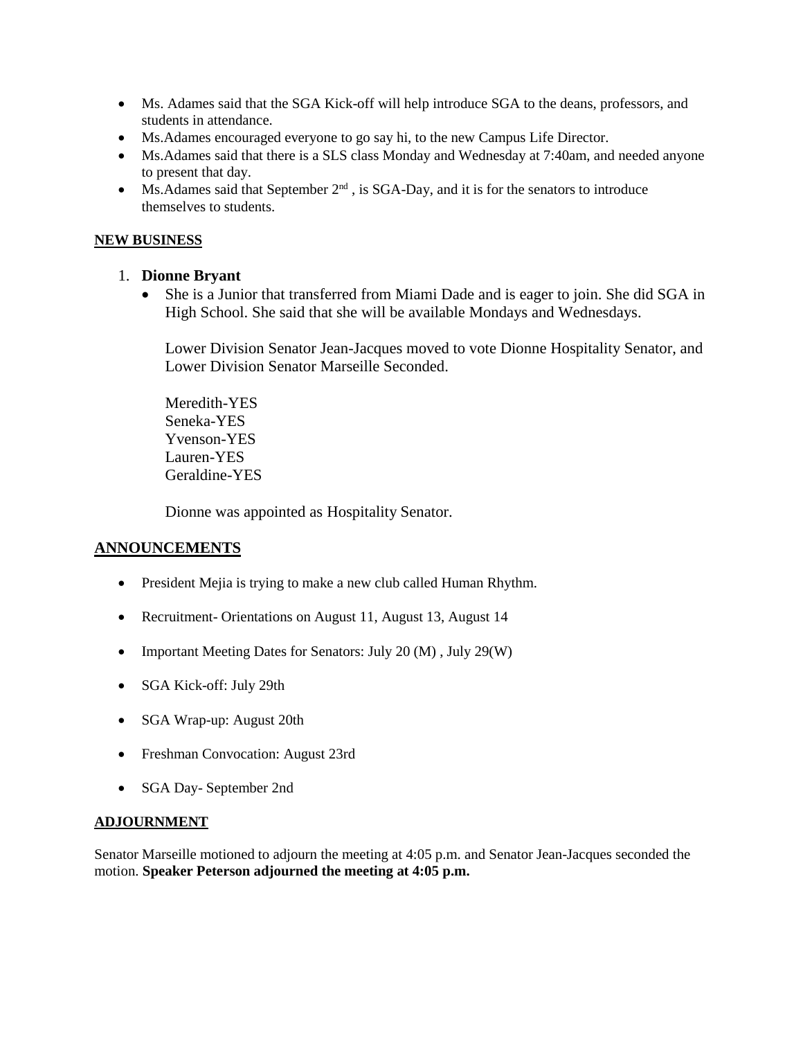- Ms. Adames said that the SGA Kick-off will help introduce SGA to the deans, professors, and students in attendance.
- Ms.Adames encouraged everyone to go say hi, to the new Campus Life Director.
- Ms.Adames said that there is a SLS class Monday and Wednesday at 7:40am, and needed anyone to present that day.
- Ms.Adames said that September 2nd , is SGA-Day, and it is for the senators to introduce themselves to students.

**NEW BUSINESS**

1. **Dionne Bryant**
   - She is a Junior that transferred from Miami Dade and is eager to join. She did SGA in High School. She said that she will be available Mondays and Wednesdays.

     Lower Division Senator Jean-Jacques moved to vote Dionne Hospitality Senator, and Lower Division Senator Marseille Seconded.

     Meredith-YES
     Seneka-YES
     Yvenson-YES
     Lauren-YES
     Geraldine-YES

     Dionne was appointed as Hospitality Senator.

## ANNOUNCEMENTS

- President Mejia is trying to make a new club called Human Rhythm.
- Recruitment- Orientations on August 11, August 13, August 14
- Important Meeting Dates for Senators: July 20 (M) , July 29(W)
- SGA Kick-off: July 29th
- SGA Wrap-up: August 20th
- Freshman Convocation: August 23rd
- SGA Day- September 2nd

**ADJOURNMENT**

Senator Marseille motioned to adjourn the meeting at 4:05 p.m. and Senator Jean-Jacques seconded the motion. **Speaker Peterson adjourned the meeting at 4:05 p.m.**